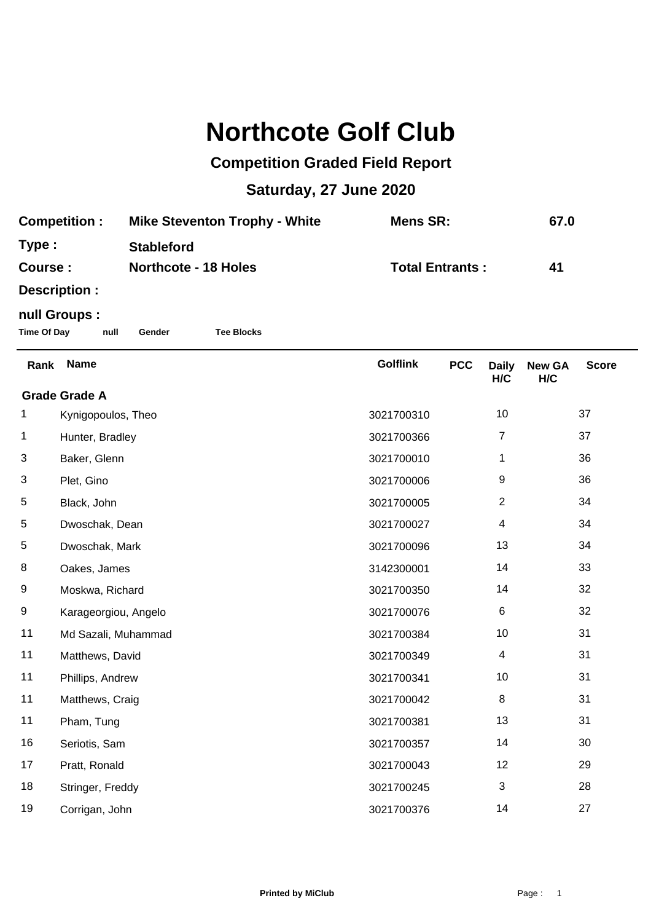# Northcote Golf Club

## Competition Graded Field Report

## Saturday, 27 June 2020

| | | | |
|---|---|---|---|
| **Competition :** | **Mike Steventon Trophy - White** | **Mens SR:** | **67.0** |
| **Type :** | **Stableford** | | |
| **Course :** | **Northcote - 18 Holes** | **Total Entrants :** | **41** |
| **Description :** | | | |

**null Groups :**

**Time Of Day** **null** **Gender** **Tee Blocks**

| Rank | Name | Golflink | PCC | Daily H/C | New GA H/C | Score |
|---|---|---|---|---|---|---|
| **Grade Grade A** | | | | | | |
| 1 | Kynigopoulos, Theo | 3021700310 | | 10 | | 37 |
| 1 | Hunter, Bradley | 3021700366 | | 7 | | 37 |
| 3 | Baker, Glenn | 3021700010 | | 1 | | 36 |
| 3 | Plet, Gino | 3021700006 | | 9 | | 36 |
| 5 | Black, John | 3021700005 | | 2 | | 34 |
| 5 | Dwoschak, Dean | 3021700027 | | 4 | | 34 |
| 5 | Dwoschak, Mark | 3021700096 | | 13 | | 34 |
| 8 | Oakes, James | 3142300001 | | 14 | | 33 |
| 9 | Moskwa, Richard | 3021700350 | | 14 | | 32 |
| 9 | Karageorgiou, Angelo | 3021700076 | | 6 | | 32 |
| 11 | Md Sazali, Muhammad | 3021700384 | | 10 | | 31 |
| 11 | Matthews, David | 3021700349 | | 4 | | 31 |
| 11 | Phillips, Andrew | 3021700341 | | 10 | | 31 |
| 11 | Matthews, Craig | 3021700042 | | 8 | | 31 |
| 11 | Pham, Tung | 3021700381 | | 13 | | 31 |
| 16 | Seriotis, Sam | 3021700357 | | 14 | | 30 |
| 17 | Pratt, Ronald | 3021700043 | | 12 | | 29 |
| 18 | Stringer, Freddy | 3021700245 | | 3 | | 28 |
| 19 | Corrigan, John | 3021700376 | | 14 | | 27 |

Printed by MiClub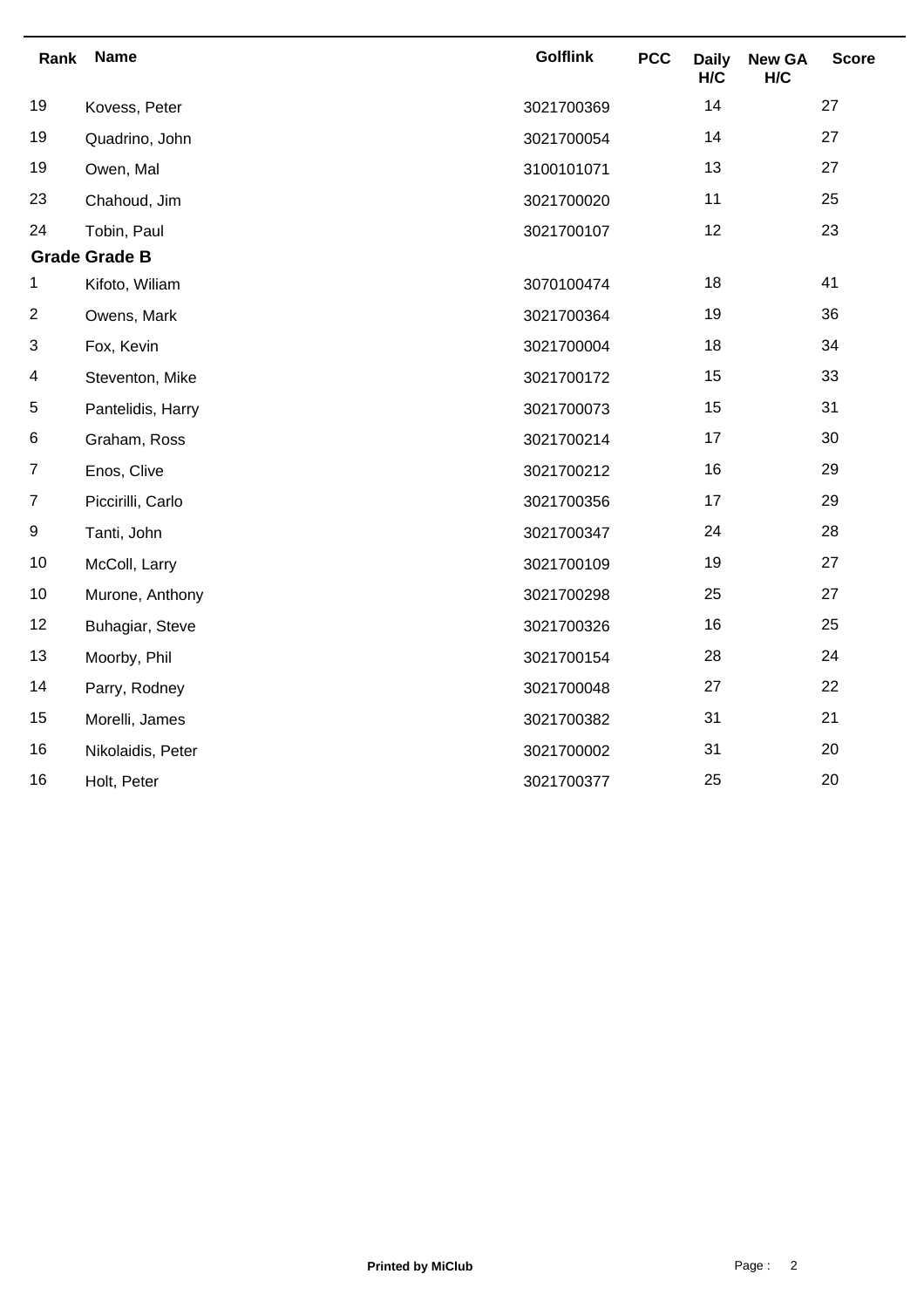| Rank | Name | Golflink | PCC | Daily H/C | New GA H/C | Score |
|---|---|---|---|---|---|---|
| 19 | Kovess, Peter | 3021700369 | | 14 | | 27 |
| 19 | Quadrino, John | 3021700054 | | 14 | | 27 |
| 19 | Owen, Mal | 3100101071 | | 13 | | 27 |
| 23 | Chahoud, Jim | 3021700020 | | 11 | | 25 |
| 24 | Tobin, Paul | 3021700107 | | 12 | | 23 |
| **Grade Grade B** | | | | | | |
| 1 | Kifoto, Wiliam | 3070100474 | | 18 | | 41 |
| 2 | Owens, Mark | 3021700364 | | 19 | | 36 |
| 3 | Fox, Kevin | 3021700004 | | 18 | | 34 |
| 4 | Steventon, Mike | 3021700172 | | 15 | | 33 |
| 5 | Pantelidis, Harry | 3021700073 | | 15 | | 31 |
| 6 | Graham, Ross | 3021700214 | | 17 | | 30 |
| 7 | Enos, Clive | 3021700212 | | 16 | | 29 |
| 7 | Piccirilli, Carlo | 3021700356 | | 17 | | 29 |
| 9 | Tanti, John | 3021700347 | | 24 | | 28 |
| 10 | McColl, Larry | 3021700109 | | 19 | | 27 |
| 10 | Murone, Anthony | 3021700298 | | 25 | | 27 |
| 12 | Buhagiar, Steve | 3021700326 | | 16 | | 25 |
| 13 | Moorby, Phil | 3021700154 | | 28 | | 24 |
| 14 | Parry, Rodney | 3021700048 | | 27 | | 22 |
| 15 | Morelli, James | 3021700382 | | 31 | | 21 |
| 16 | Nikolaidis, Peter | 3021700002 | | 31 | | 20 |
| 16 | Holt, Peter | 3021700377 | | 25 | | 20 |

**Printed by MiClub**